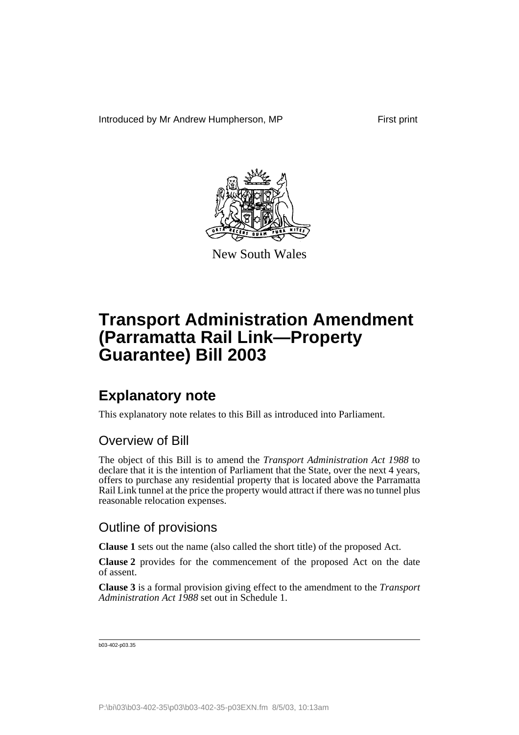Introduced by Mr Andrew Humpherson, MP First print

New South Wales

# Transport Administration Amendment (Parramatta Rail Link—Property Guarantee) Bill 2003

## Explanatory note

This explanatory note relates to this Bill as introduced into Parliament.

### Overview of Bill

The object of this Bill is to amend the *Transport Administration Act 1988* to declare that it is the intention of Parliament that the State, over the next 4 years, offers to purchase any residential property that is located above the Parramatta Rail Link tunnel at the price the property would attract if there was no tunnel plus reasonable relocation expenses.

### Outline of provisions

**Clause 1** sets out the name (also called the short title) of the proposed Act.

**Clause 2** provides for the commencement of the proposed Act on the date of assent.

**Clause 3** is a formal provision giving effect to the amendment to the *Transport Administration Act 1988* set out in Schedule 1.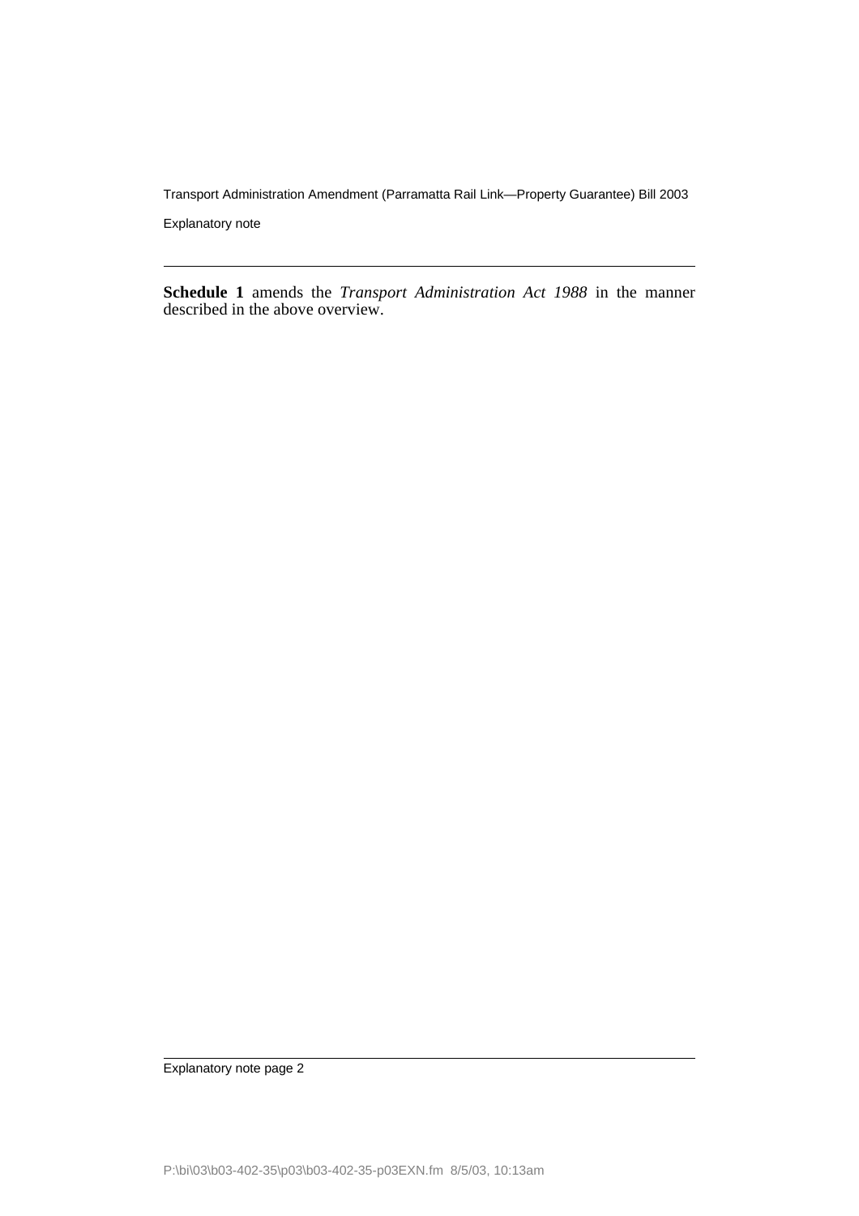**Schedule 1** amends the *Transport Administration Act 1988* in the manner described in the above overview.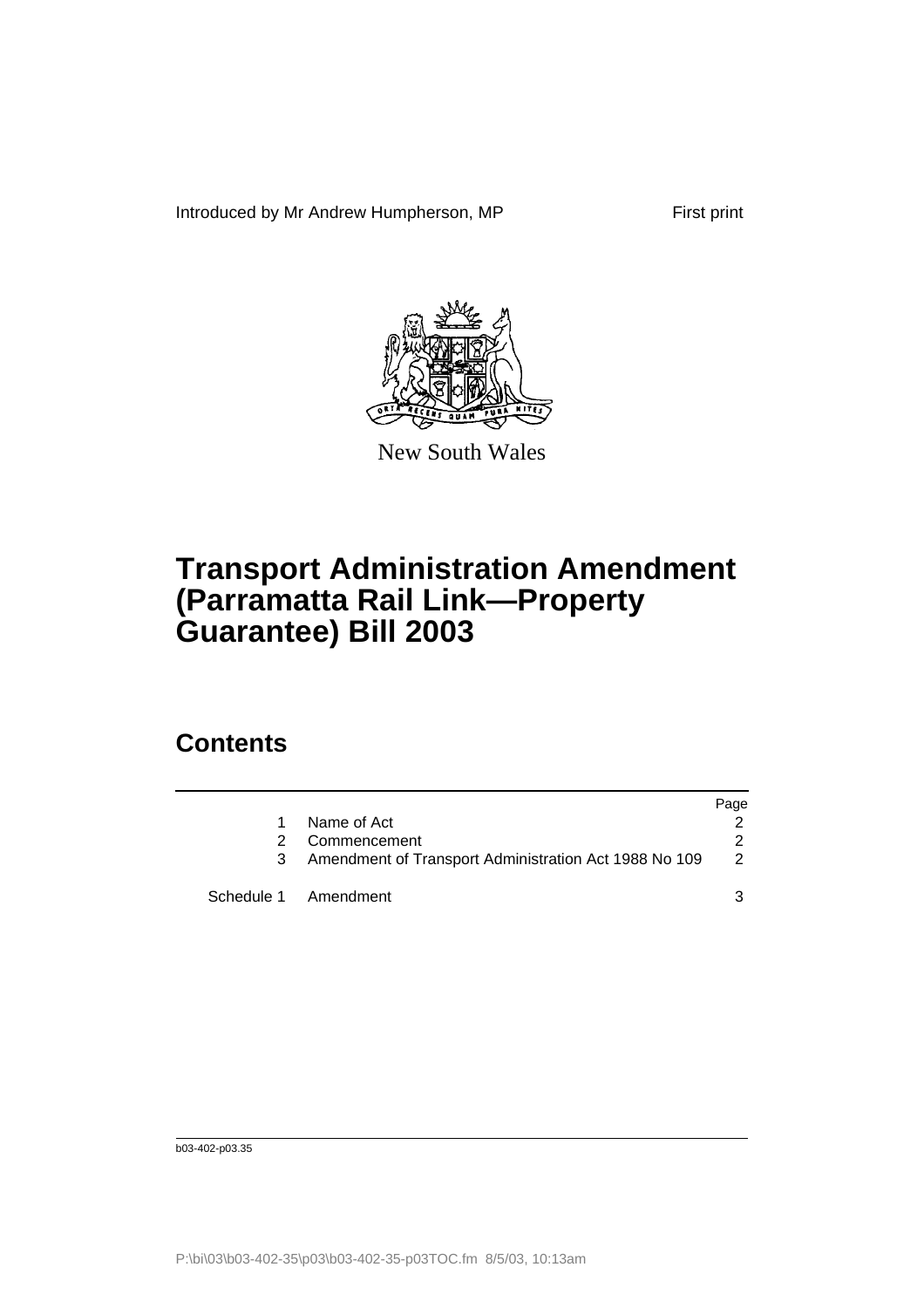Introduced by Mr Andrew Humpherson, MP First print

New South Wales

# Transport Administration Amendment (Parramatta Rail Link—Property Guarantee) Bill 2003

## Contents

| | | Page |
|---|---|---|
| 1 | Name of Act | 2 |
| 2 | Commencement | 2 |
| 3 | Amendment of Transport Administration Act 1988 No 109 | 2 |
| Schedule 1 | Amendment | 3 |

b03-402-p03.35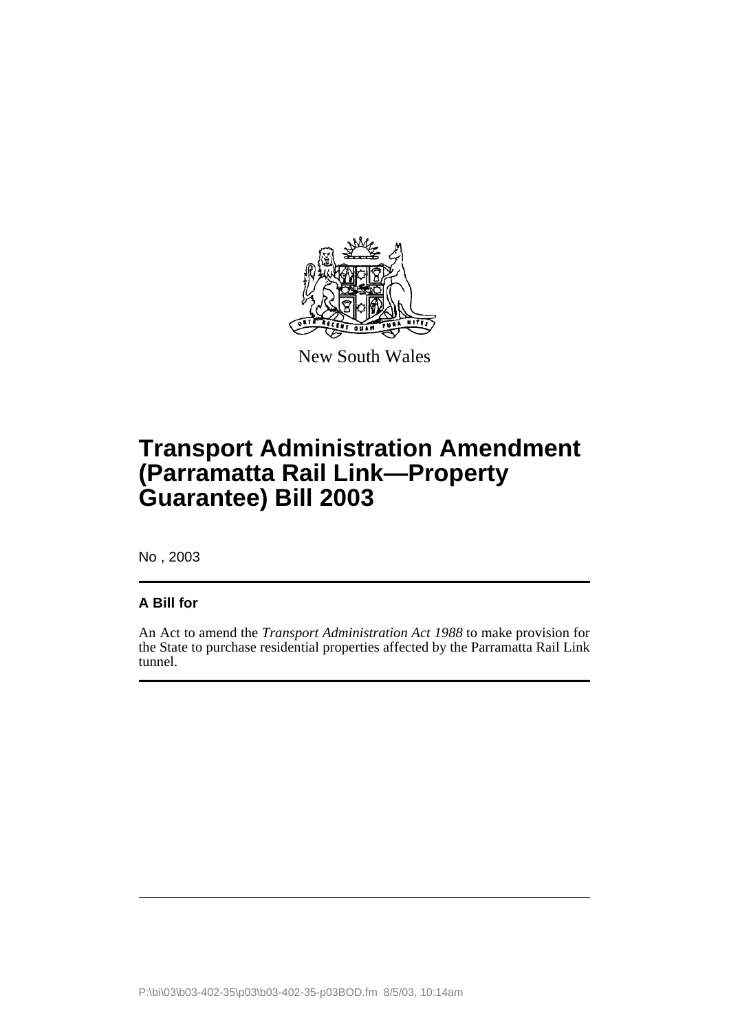New South Wales

# Transport Administration Amendment (Parramatta Rail Link—Property Guarantee) Bill 2003

No , 2003

**A Bill for**

An Act to amend the *Transport Administration Act 1988* to make provision for the State to purchase residential properties affected by the Parramatta Rail Link tunnel.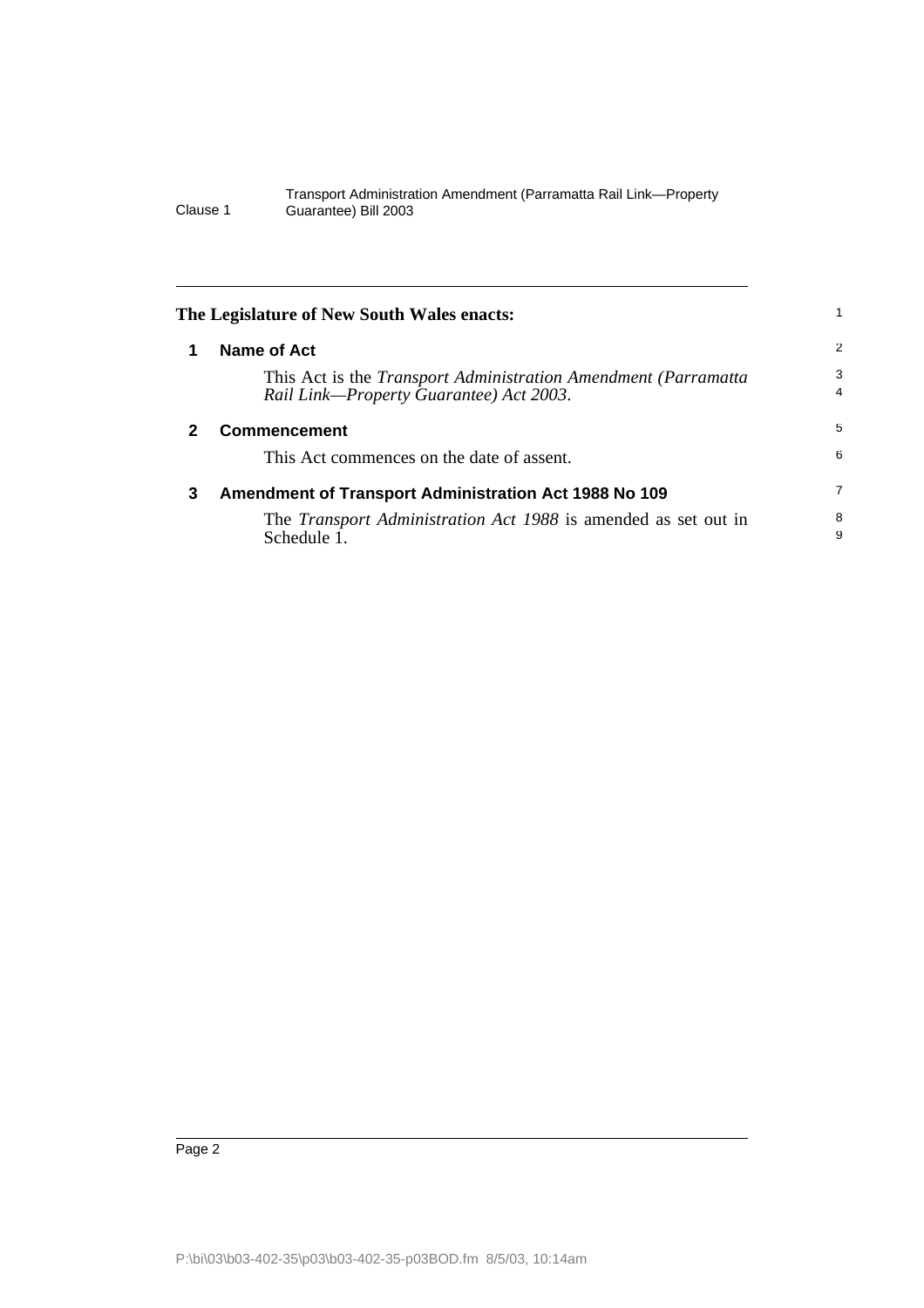**The Legislature of New South Wales enacts:**

## 1 Name of Act

This Act is the *Transport Administration Amendment (Parramatta Rail Link—Property Guarantee) Act 2003*.

## 2 Commencement

This Act commences on the date of assent.

## 3 Amendment of Transport Administration Act 1988 No 109

The *Transport Administration Act 1988* is amended as set out in Schedule 1.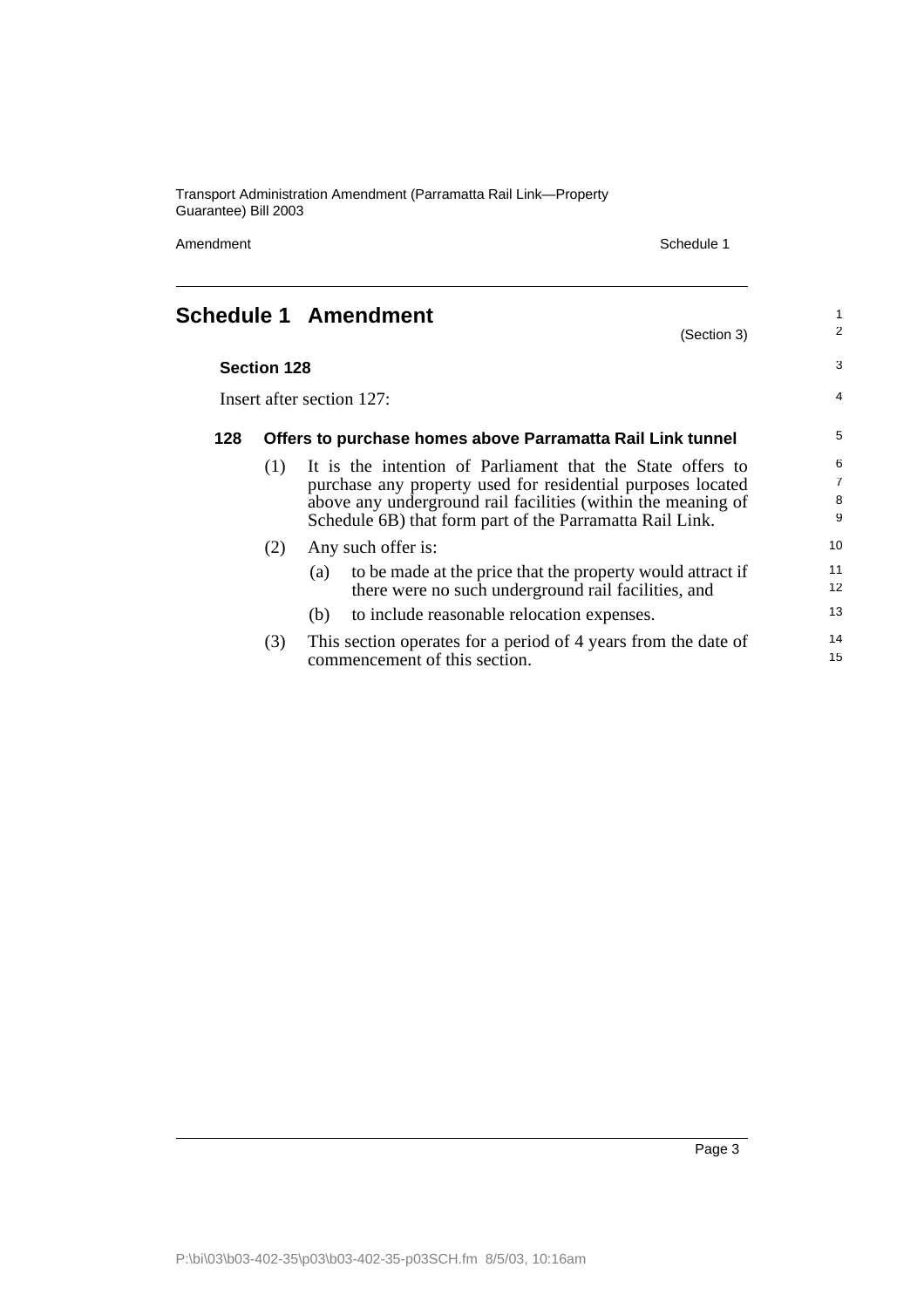## Schedule 1 Amendment

(Section 3)

**Section 128**

Insert after section 127:

### 128 Offers to purchase homes above Parramatta Rail Link tunnel

(1) It is the intention of Parliament that the State offers to purchase any property used for residential purposes located above any underground rail facilities (within the meaning of Schedule 6B) that form part of the Parramatta Rail Link.

(2) Any such offer is:

(a) to be made at the price that the property would attract if there were no such underground rail facilities, and

(b) to include reasonable relocation expenses.

(3) This section operates for a period of 4 years from the date of commencement of this section.